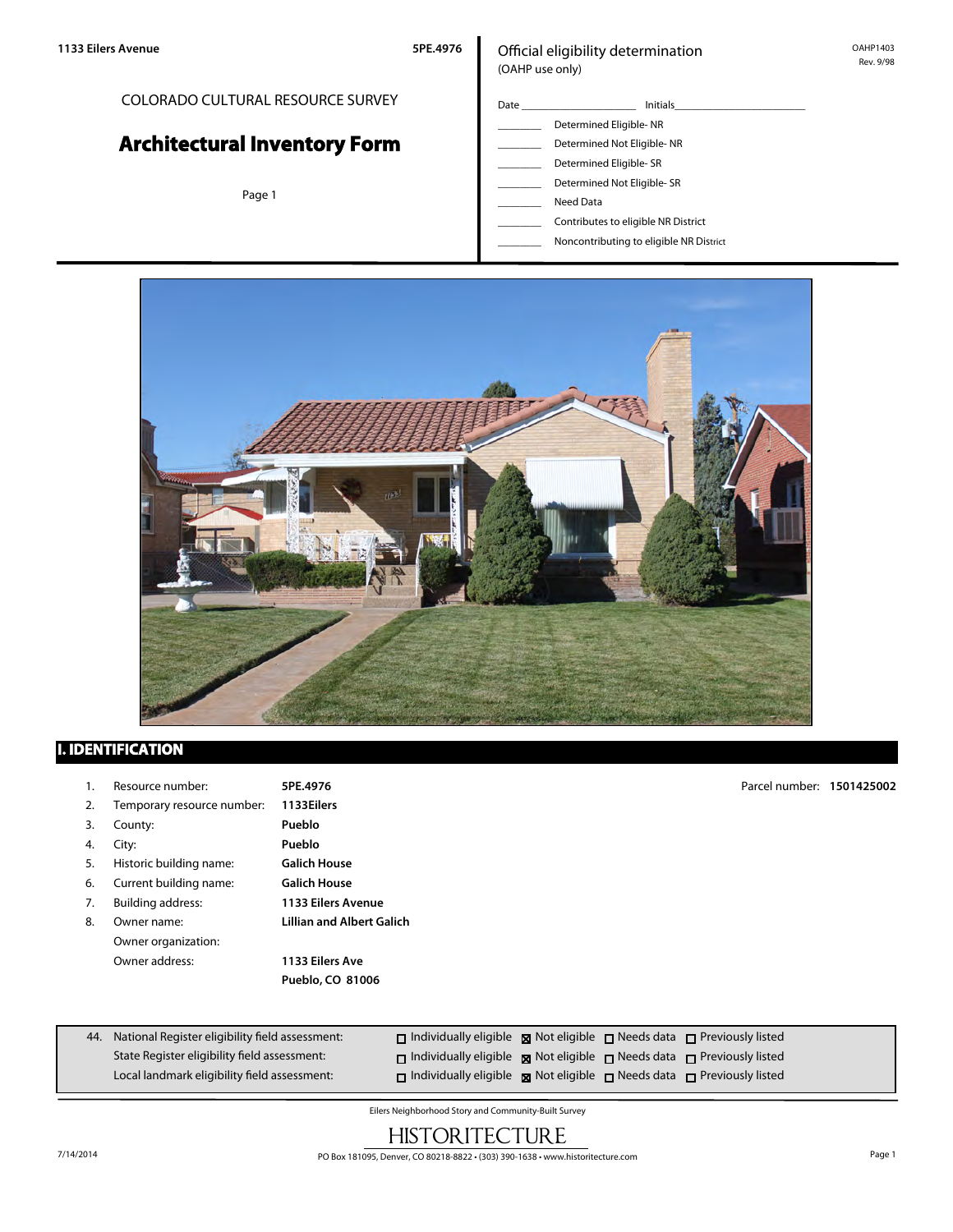1133 Eilers Avenue 5PE.4976

COLORADO CULTURAL RESOURCE SURVEY

# Architectural Inventory Form

Official eligibility determination
(OAHP use only)

OAHP1403
Rev. 9/98

Date ____________________ Initials______________________

_______ Determined Eligible- NR
_______ Determined Not Eligible- NR
_______ Determined Eligible- SR
_______ Determined Not Eligible- SR
_______ Need Data
_______ Contributes to eligible NR District
_______ Noncontributing to eligible NR District

## I. IDENTIFICATION

1. Resource number: **5PE.4976** Parcel number: **1501425002**
2. Temporary resource number: **1133Eilers**
3. County: **Pueblo**
4. City: **Pueblo**
5. Historic building name: **Galich House**
6. Current building name: **Galich House**
7. Building address: **1133 Eilers Avenue**
8. Owner name: **Lillian and Albert Galich**
   Owner organization:
   Owner address: **1133 Eilers Ave**
   **Pueblo, CO 81006**

| 44. | | | | | |
|---|---|---|---|---|---|
| National Register eligibility field assessment: | ☐ Individually eligible | ☒ Not eligible | ☐ Needs data | ☐ Previously listed |
| State Register eligibility field assessment: | ☐ Individually eligible | ☒ Not eligible | ☐ Needs data | ☐ Previously listed |
| Local landmark eligibility field assessment: | ☐ Individually eligible | ☒ Not eligible | ☐ Needs data | ☐ Previously listed |

Eilers Neighborhood Story and Community-Built Survey

HISTORITECTURE

7/14/2014 PO Box 181095, Denver, CO 80218-8822 • (303) 390-1638 • www.historitecture.com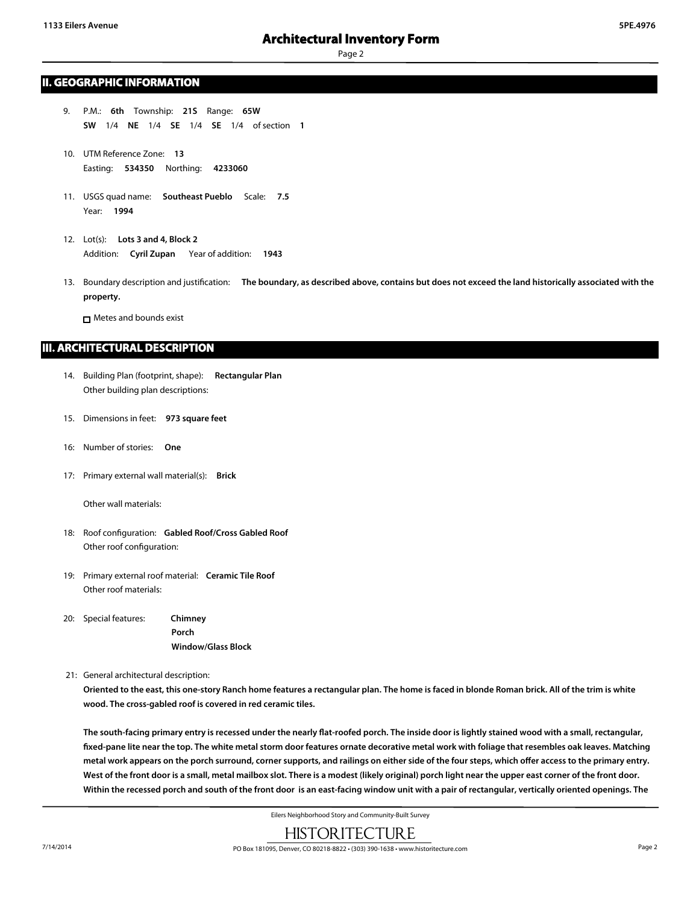## II. GEOGRAPHIC INFORMATION

9. P.M.: **6th** Township: **21S** Range: **65W**
   **SW** 1/4 **NE** 1/4 **SE** 1/4 **SE** 1/4 of section **1**

10. UTM Reference Zone: **13**
    Easting: **534350** Northing: **4233060**

11. USGS quad name: **Southeast Pueblo** Scale: **7.5**
    Year: **1994**

12. Lot(s): **Lots 3 and 4, Block 2**
    Addition: **Cyril Zupan** Year of addition: **1943**

13. Boundary description and justification: **The boundary, as described above, contains but does not exceed the land historically associated with the property.**

    ☐ Metes and bounds exist

## III. ARCHITECTURAL DESCRIPTION

14. Building Plan (footprint, shape): **Rectangular Plan**
    Other building plan descriptions:

15. Dimensions in feet: **973 square feet**

16: Number of stories: **One**

17: Primary external wall material(s): **Brick**

Other wall materials:

18: Roof configuration: **Gabled Roof/Cross Gabled Roof**
Other roof configuration:

19: Primary external roof material: **Ceramic Tile Roof**
Other roof materials:

20: Special features: **Chimney**
**Porch**
**Window/Glass Block**

21: General architectural description:

**Oriented to the east, this one-story Ranch home features a rectangular plan. The home is faced in blonde Roman brick. All of the trim is white wood. The cross-gabled roof is covered in red ceramic tiles.**

**The south-facing primary entry is recessed under the nearly flat-roofed porch. The inside door is lightly stained wood with a small, rectangular, fixed-pane lite near the top. The white metal storm door features ornate decorative metal work with foliage that resembles oak leaves. Matching metal work appears on the porch surround, corner supports, and railings on either side of the four steps, which offer access to the primary entry. West of the front door is a small, metal mailbox slot. There is a modest (likely original) porch light near the upper east corner of the front door. Within the recessed porch and south of the front door is an east-facing window unit with a pair of rectangular, vertically oriented openings. The**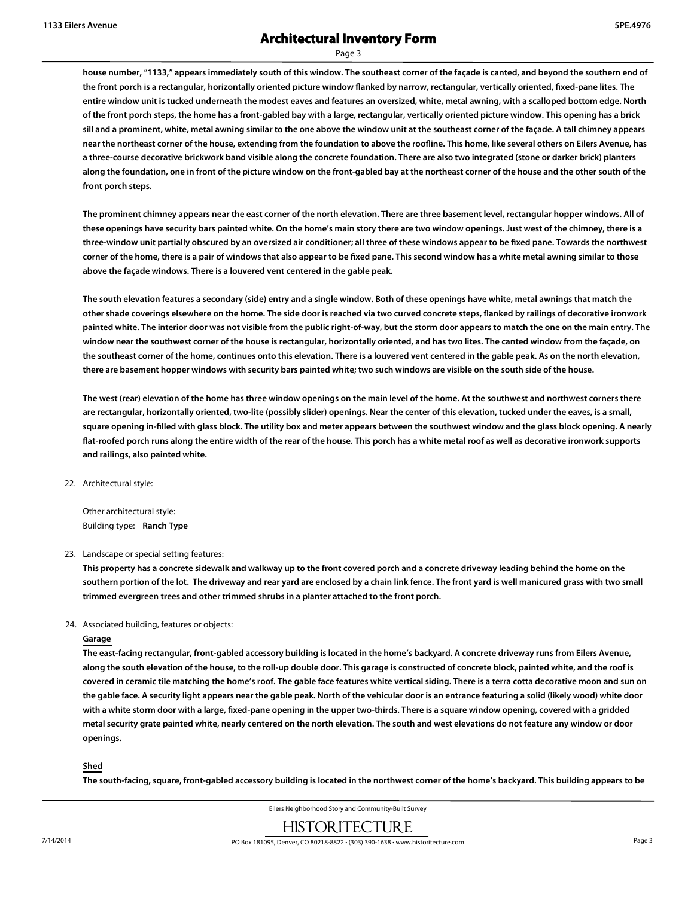house number, "1133," appears immediately south of this window. The southeast corner of the façade is canted, and beyond the southern end of the front porch is a rectangular, horizontally oriented picture window flanked by narrow, rectangular, vertically oriented, fixed-pane lites. The entire window unit is tucked underneath the modest eaves and features an oversized, white, metal awning, with a scalloped bottom edge. North of the front porch steps, the home has a front-gabled bay with a large, rectangular, vertically oriented picture window. This opening has a brick sill and a prominent, white, metal awning similar to the one above the window unit at the southeast corner of the façade. A tall chimney appears near the northeast corner of the house, extending from the foundation to above the roofline. This home, like several others on Eilers Avenue, has a three-course decorative brickwork band visible along the concrete foundation. There are also two integrated (stone or darker brick) planters along the foundation, one in front of the picture window on the front-gabled bay at the northeast corner of the house and the other south of the front porch steps.

The prominent chimney appears near the east corner of the north elevation. There are three basement level, rectangular hopper windows. All of these openings have security bars painted white. On the home's main story there are two window openings. Just west of the chimney, there is a three-window unit partially obscured by an oversized air conditioner; all three of these windows appear to be fixed pane. Towards the northwest corner of the home, there is a pair of windows that also appear to be fixed pane. This second window has a white metal awning similar to those above the façade windows. There is a louvered vent centered in the gable peak.

The south elevation features a secondary (side) entry and a single window. Both of these openings have white, metal awnings that match the other shade coverings elsewhere on the home. The side door is reached via two curved concrete steps, flanked by railings of decorative ironwork painted white. The interior door was not visible from the public right-of-way, but the storm door appears to match the one on the main entry. The window near the southwest corner of the house is rectangular, horizontally oriented, and has two lites. The canted window from the façade, on the southeast corner of the home, continues onto this elevation. There is a louvered vent centered in the gable peak. As on the north elevation, there are basement hopper windows with security bars painted white; two such windows are visible on the south side of the house.

The west (rear) elevation of the home has three window openings on the main level of the home. At the southwest and northwest corners there are rectangular, horizontally oriented, two-lite (possibly slider) openings. Near the center of this elevation, tucked under the eaves, is a small, square opening in-filled with glass block. The utility box and meter appears between the southwest window and the glass block opening. A nearly flat-roofed porch runs along the entire width of the rear of the house. This porch has a white metal roof as well as decorative ironwork supports and railings, also painted white.

22. Architectural style:

    Other architectural style:
    Building type: **Ranch Type**

23. Landscape or special setting features:

    This property has a concrete sidewalk and walkway up to the front covered porch and a concrete driveway leading behind the home on the southern portion of the lot. The driveway and rear yard are enclosed by a chain link fence. The front yard is well manicured grass with two small trimmed evergreen trees and other trimmed shrubs in a planter attached to the front porch.

24. Associated building, features or objects:

    **Garage**

    The east-facing rectangular, front-gabled accessory building is located in the home's backyard. A concrete driveway runs from Eilers Avenue, along the south elevation of the house, to the roll-up double door. This garage is constructed of concrete block, painted white, and the roof is covered in ceramic tile matching the home's roof. The gable face features white vertical siding. There is a terra cotta decorative moon and sun on the gable face. A security light appears near the gable peak. North of the vehicular door is an entrance featuring a solid (likely wood) white door with a white storm door with a large, fixed-pane opening in the upper two-thirds. There is a square window opening, covered with a gridded metal security grate painted white, nearly centered on the north elevation. The south and west elevations do not feature any window or door openings.

    **Shed**

    The south-facing, square, front-gabled accessory building is located in the northwest corner of the home's backyard. This building appears to be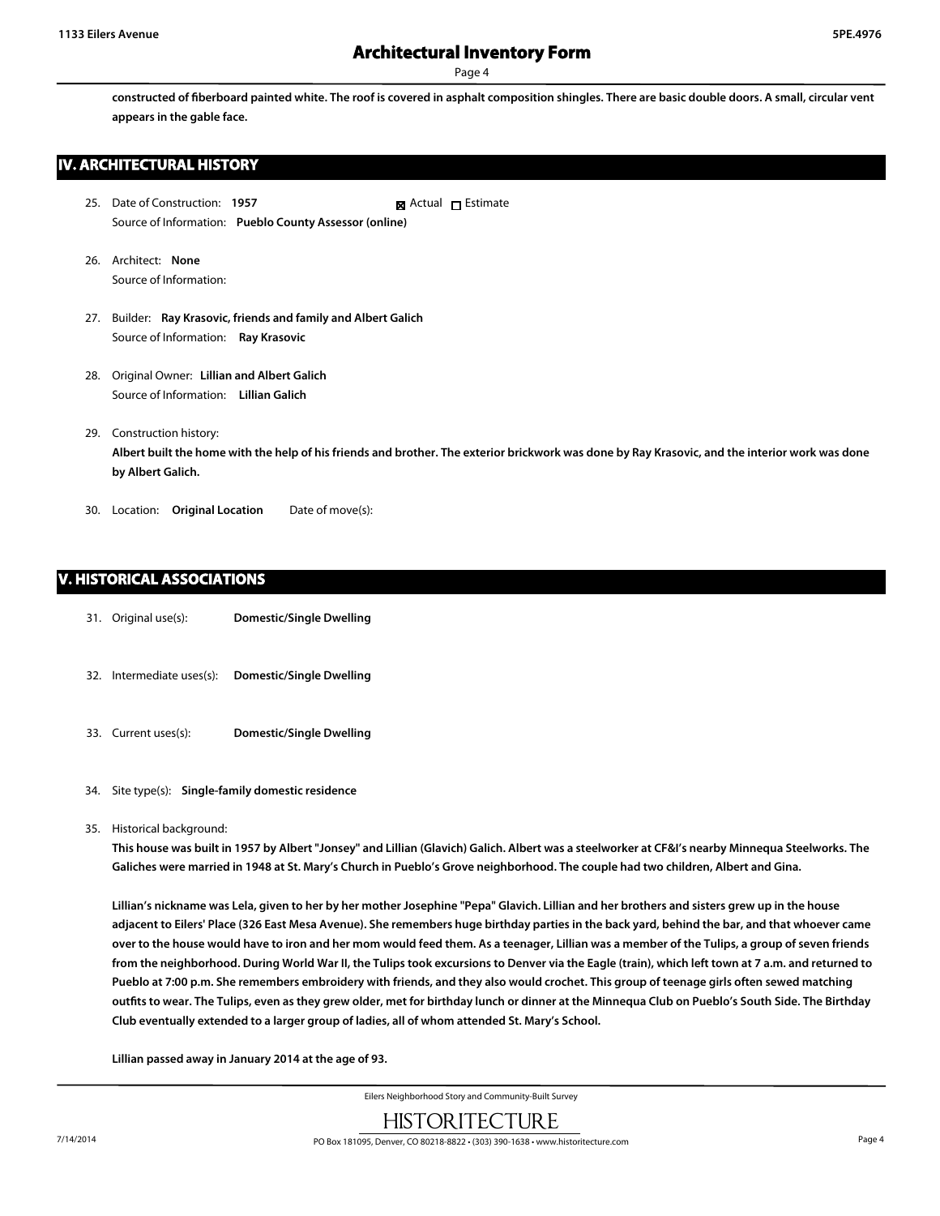constructed of fiberboard painted white. The roof is covered in asphalt composition shingles. There are basic double doors. A small, circular vent appears in the gable face.

## IV. ARCHITECTURAL HISTORY

25. Date of Construction: **1957** ☒ Actual ☐ Estimate
    Source of Information: **Pueblo County Assessor (online)**

26. Architect: **None**
    Source of Information:

27. Builder: **Ray Krasovic, friends and family and Albert Galich**
    Source of Information: **Ray Krasovic**

28. Original Owner: **Lillian and Albert Galich**
    Source of Information: **Lillian Galich**

29. Construction history:
    **Albert built the home with the help of his friends and brother. The exterior brickwork was done by Ray Krasovic, and the interior work was done by Albert Galich.**

30. Location: **Original Location** Date of move(s):

## V. HISTORICAL ASSOCIATIONS

31. Original use(s): **Domestic/Single Dwelling**

32. Intermediate uses(s): **Domestic/Single Dwelling**

33. Current uses(s): **Domestic/Single Dwelling**

34. Site type(s): **Single-family domestic residence**

35. Historical background:
    **This house was built in 1957 by Albert "Jonsey" and Lillian (Glavich) Galich. Albert was a steelworker at CF&I's nearby Minnequa Steelworks. The Galiches were married in 1948 at St. Mary's Church in Pueblo's Grove neighborhood. The couple had two children, Albert and Gina.**

    **Lillian's nickname was Lela, given to her by her mother Josephine "Pepa" Glavich. Lillian and her brothers and sisters grew up in the house adjacent to Eilers' Place (326 East Mesa Avenue). She remembers huge birthday parties in the back yard, behind the bar, and that whoever came over to the house would have to iron and her mom would feed them. As a teenager, Lillian was a member of the Tulips, a group of seven friends from the neighborhood. During World War II, the Tulips took excursions to Denver via the Eagle (train), which left town at 7 a.m. and returned to Pueblo at 7:00 p.m. She remembers embroidery with friends, and they also would crochet. This group of teenage girls often sewed matching outfits to wear. The Tulips, even as they grew older, met for birthday lunch or dinner at the Minnequa Club on Pueblo's South Side. The Birthday Club eventually extended to a larger group of ladies, all of whom attended St. Mary's School.**

    **Lillian passed away in January 2014 at the age of 93.**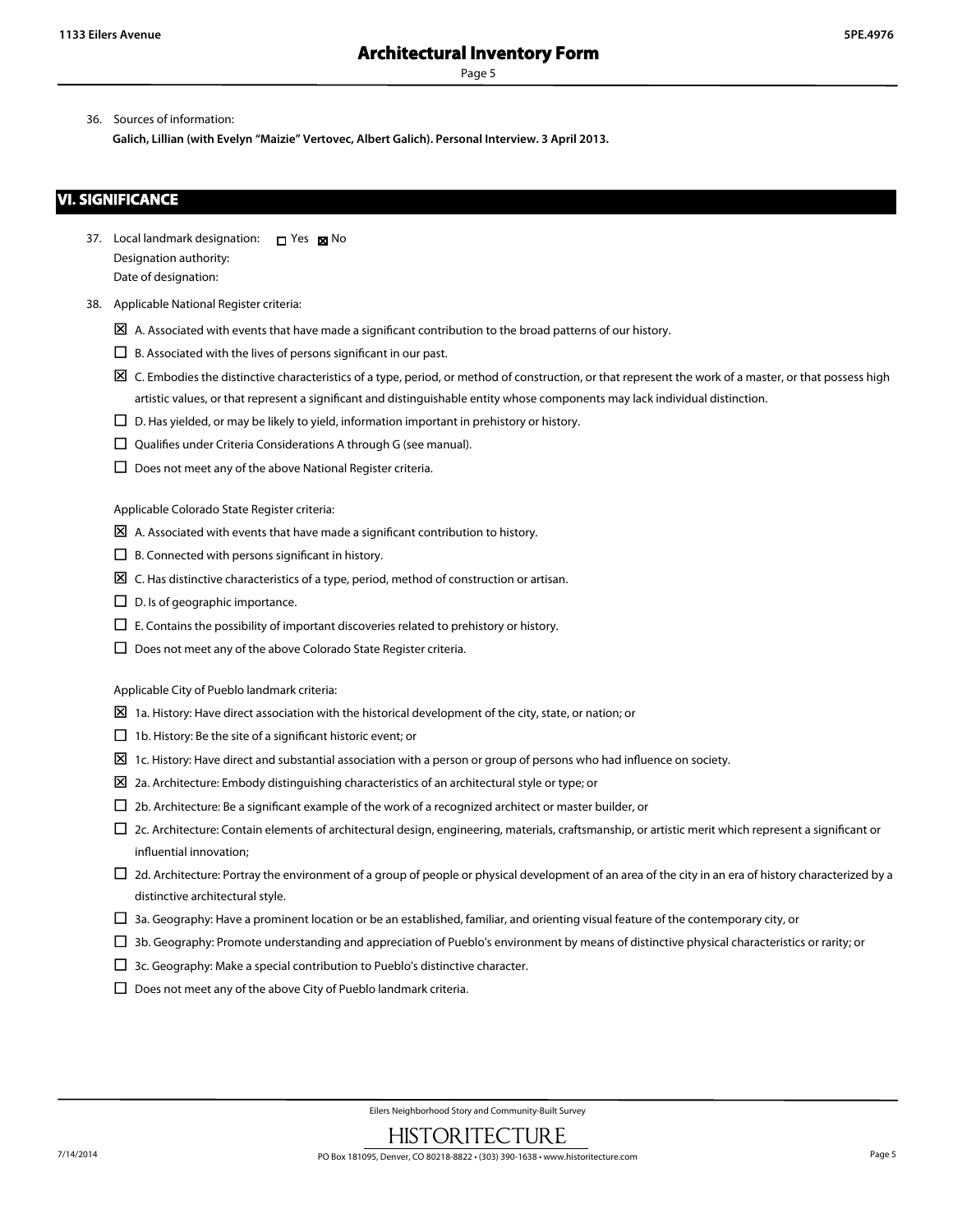36. Sources of information:

    **Galich, Lillian (with Evelyn "Maizie" Vertovec, Albert Galich). Personal Interview. 3 April 2013.**

## VI. SIGNIFICANCE

37. Local landmark designation: ☐ Yes ☒ No
    Designation authority:
    Date of designation:

38. Applicable National Register criteria:

    ☒ A. Associated with events that have made a significant contribution to the broad patterns of our history.

    ☐ B. Associated with the lives of persons significant in our past.

    ☒ C. Embodies the distinctive characteristics of a type, period, or method of construction, or that represent the work of a master, or that possess high artistic values, or that represent a significant and distinguishable entity whose components may lack individual distinction.

    ☐ D. Has yielded, or may be likely to yield, information important in prehistory or history.

    ☐ Qualifies under Criteria Considerations A through G (see manual).

    ☐ Does not meet any of the above National Register criteria.

    Applicable Colorado State Register criteria:

    ☒ A. Associated with events that have made a significant contribution to history.

    ☐ B. Connected with persons significant in history.

    ☒ C. Has distinctive characteristics of a type, period, method of construction or artisan.

    ☐ D. Is of geographic importance.

    ☐ E. Contains the possibility of important discoveries related to prehistory or history.

    ☐ Does not meet any of the above Colorado State Register criteria.

    Applicable City of Pueblo landmark criteria:

    ☒ 1a. History: Have direct association with the historical development of the city, state, or nation; or

    ☐ 1b. History: Be the site of a significant historic event; or

    ☒ 1c. History: Have direct and substantial association with a person or group of persons who had influence on society.

    ☒ 2a. Architecture: Embody distinguishing characteristics of an architectural style or type; or

    ☐ 2b. Architecture: Be a significant example of the work of a recognized architect or master builder, or

    ☐ 2c. Architecture: Contain elements of architectural design, engineering, materials, craftsmanship, or artistic merit which represent a significant or influential innovation;

    ☐ 2d. Architecture: Portray the environment of a group of people or physical development of an area of the city in an era of history characterized by a distinctive architectural style.

    ☐ 3a. Geography: Have a prominent location or be an established, familiar, and orienting visual feature of the contemporary city, or

    ☐ 3b. Geography: Promote understanding and appreciation of Pueblo's environment by means of distinctive physical characteristics or rarity; or

    ☐ 3c. Geography: Make a special contribution to Pueblo's distinctive character.

    ☐ Does not meet any of the above City of Pueblo landmark criteria.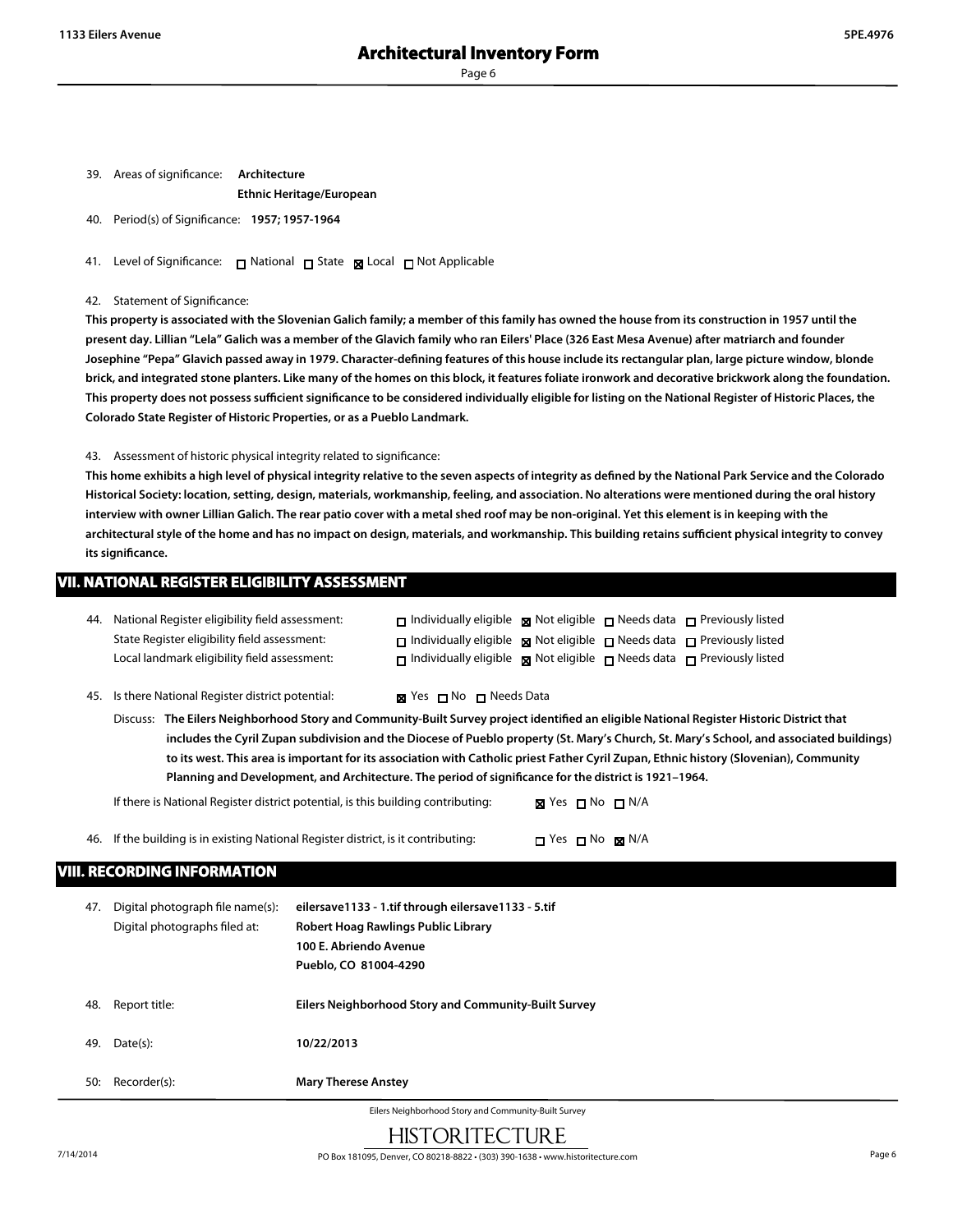39. Areas of significance: **Architecture**
**Ethnic Heritage/European**

40. Period(s) of Significance: **1957; 1957-1964**

41. Level of Significance: ☐ National ☐ State ☒ Local ☐ Not Applicable

42. Statement of Significance:

**This property is associated with the Slovenian Galich family; a member of this family has owned the house from its construction in 1957 until the present day. Lillian "Lela" Galich was a member of the Glavich family who ran Eilers' Place (326 East Mesa Avenue) after matriarch and founder Josephine "Pepa" Glavich passed away in 1979. Character-defining features of this house include its rectangular plan, large picture window, blonde brick, and integrated stone planters. Like many of the homes on this block, it features foliate ironwork and decorative brickwork along the foundation. This property does not possess sufficient significance to be considered individually eligible for listing on the National Register of Historic Places, the Colorado State Register of Historic Properties, or as a Pueblo Landmark.**

43. Assessment of historic physical integrity related to significance:

**This home exhibits a high level of physical integrity relative to the seven aspects of integrity as defined by the National Park Service and the Colorado Historical Society: location, setting, design, materials, workmanship, feeling, and association. No alterations were mentioned during the oral history interview with owner Lillian Galich. The rear patio cover with a metal shed roof may be non-original. Yet this element is in keeping with the architectural style of the home and has no impact on design, materials, and workmanship. This building retains sufficient physical integrity to convey its significance.**

## VII. NATIONAL REGISTER ELIGIBILITY ASSESSMENT

44. National Register eligibility field assessment: ☐ Individually eligible ☒ Not eligible ☐ Needs data ☐ Previously listed
State Register eligibility field assessment: ☐ Individually eligible ☒ Not eligible ☐ Needs data ☐ Previously listed
Local landmark eligibility field assessment: ☐ Individually eligible ☒ Not eligible ☐ Needs data ☐ Previously listed

45. Is there National Register district potential: ☒ Yes ☐ No ☐ Needs Data

Discuss: **The Eilers Neighborhood Story and Community-Built Survey project identified an eligible National Register Historic District that includes the Cyril Zupan subdivision and the Diocese of Pueblo property (St. Mary's Church, St. Mary's School, and associated buildings) to its west. This area is important for its association with Catholic priest Father Cyril Zupan, Ethnic history (Slovenian), Community Planning and Development, and Architecture. The period of significance for the district is 1921–1964.**

If there is National Register district potential, is this building contributing: ☒ Yes ☐ No ☐ N/A

46. If the building is in existing National Register district, is it contributing: ☐ Yes ☐ No ☒ N/A

## VIII. RECORDING INFORMATION

47. Digital photograph file name(s): **eilersave1133 - 1.tif through eilersave1133 - 5.tif**
Digital photographs filed at: **Robert Hoag Rawlings Public Library**
**100 E. Abriendo Avenue**
**Pueblo, CO 81004-4290**

48. Report title: **Eilers Neighborhood Story and Community-Built Survey**

49. Date(s): **10/22/2013**

50: Recorder(s): **Mary Therese Anstey**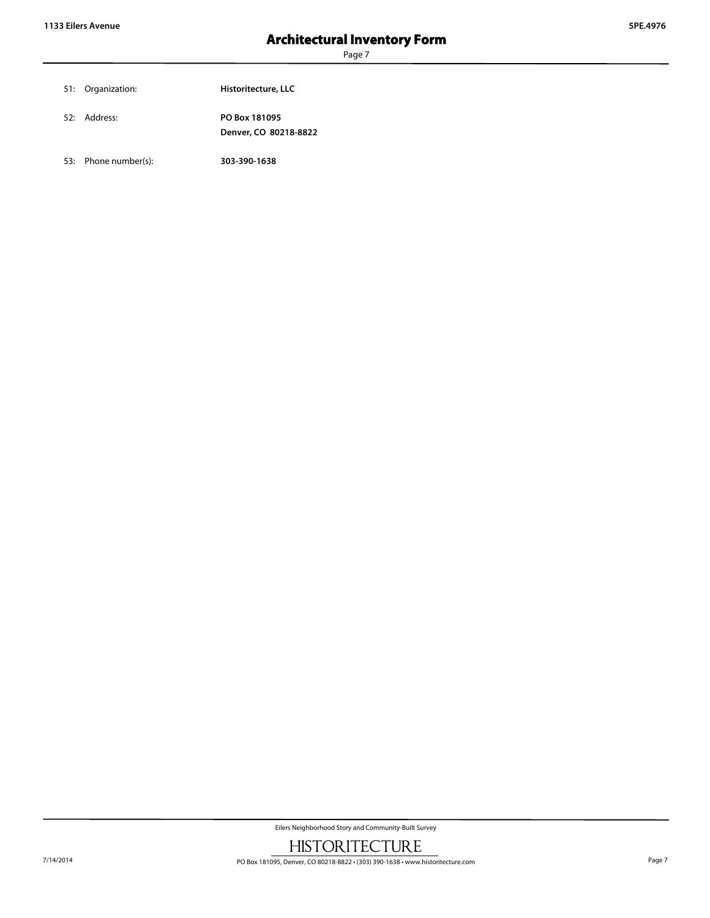51: Organization: **Historitecture, LLC**

52: Address: **PO Box 181095**
**Denver, CO 80218-8822**

53: Phone number(s): **303-390-1638**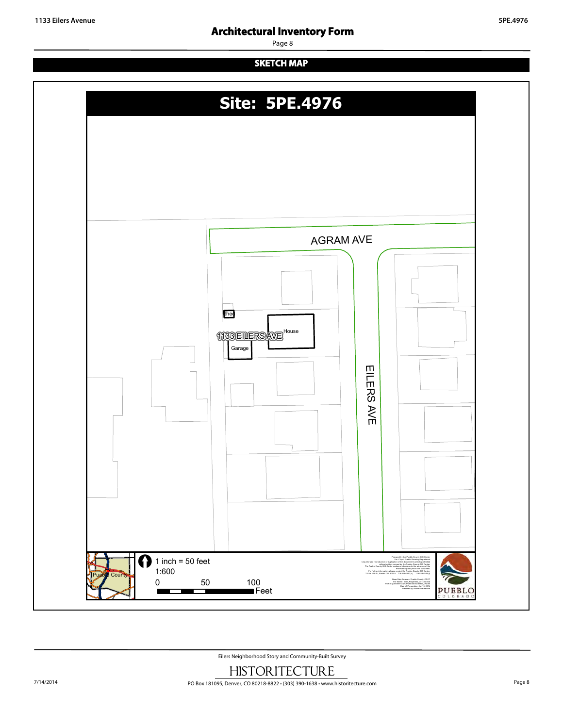## SKETCH MAP

**Site: 5PE.4976**

AGRAM AVE

Shed

House

1133 EILERS AVE

Garage

EILERS AVE

Pueblo County

1 inch = 50 feet

1:600

0 50 100 Feet

Prepared by the Pueblo County GIS Center
For: City of Pueblo Planning Department
Unauthorized reproduction or duplication of this document is strictly prohibited without written consent by the Pueblo County GIS Center.
The Pueblo County GIS Center makes no claims as to the accuracy of the information portrayed in this document.
For further information please contact the Pueblo County GIS Center.
215 W 10th St Pueblo CO 81003 719.583.6240 (v) 719.583.6248 (f)

Base Data Sources: Pueblo County, CDOT
File Name: Eiler_Properties_041514.mxd
Date of Preparation: Apr 15, 2014
Prepared by: Robert De Herrera

PUEBLO COLORADO

Eilers Neighborhood Story and Community-Built Survey

HISTORITECTURE

PO Box 181095, Denver, CO 80218-8822 • (303) 390-1638 • www.historitecture.com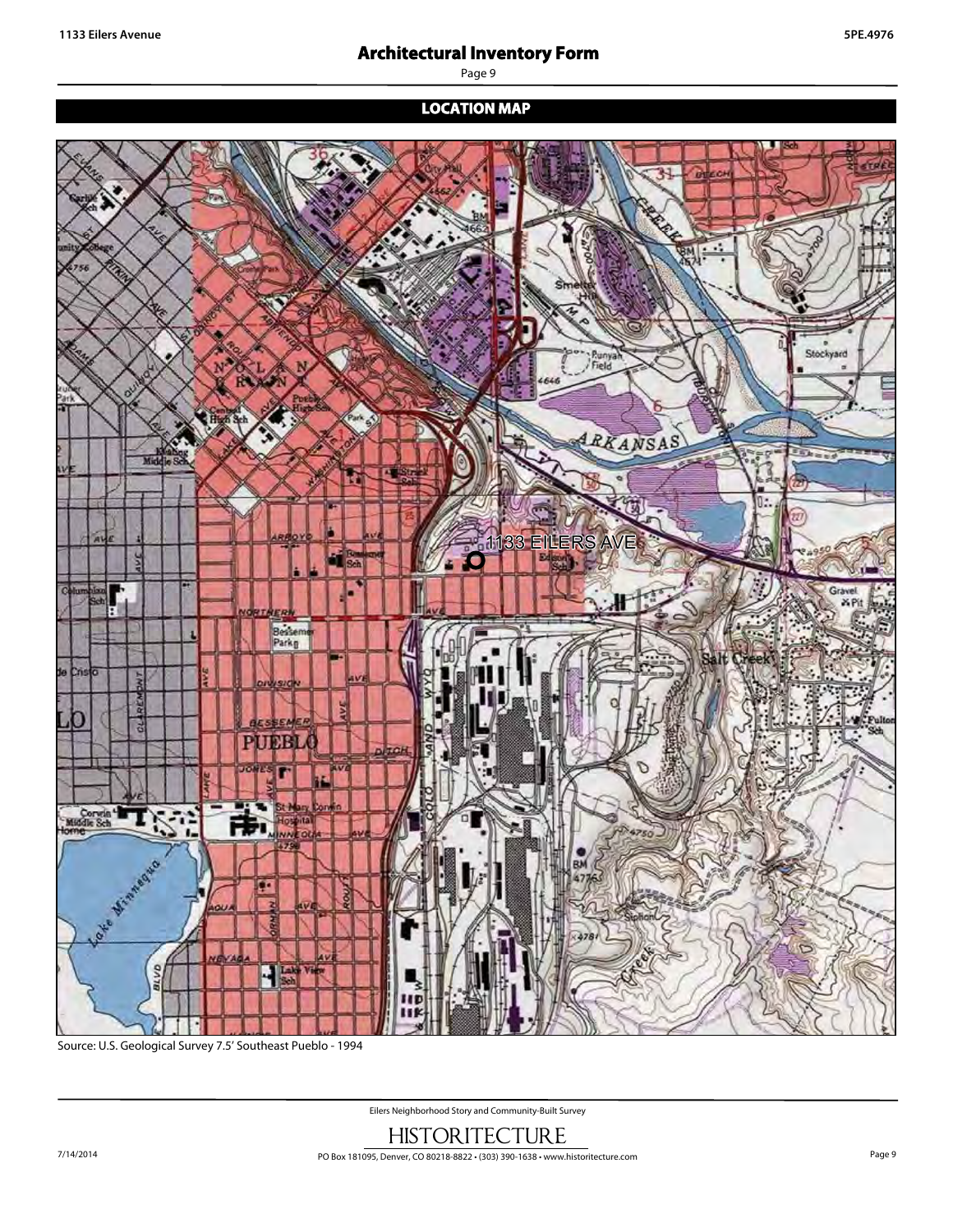## LOCATION MAP

1133 EILERS AVE

Source: U.S. Geological Survey 7.5' Southeast Pueblo - 1994